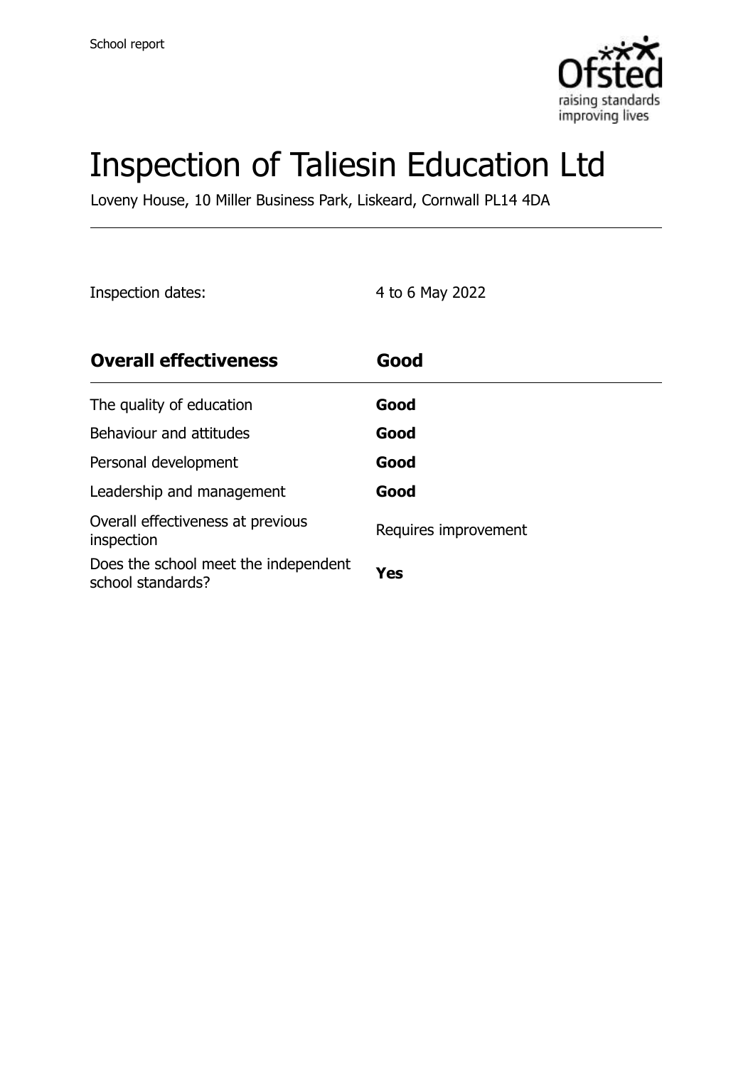School report

# Inspection of Taliesin Education Ltd

Loveny House, 10 Miller Business Park, Liskeard, Cornwall PL14 4DA

Inspection dates: 4 to 6 May 2022

| **Overall effectiveness** | **Good** |
|---|---|
| The quality of education | **Good** |
| Behaviour and attitudes | **Good** |
| Personal development | **Good** |
| Leadership and management | **Good** |
| Overall effectiveness at previous inspection | Requires improvement |
| Does the school meet the independent school standards? | **Yes** |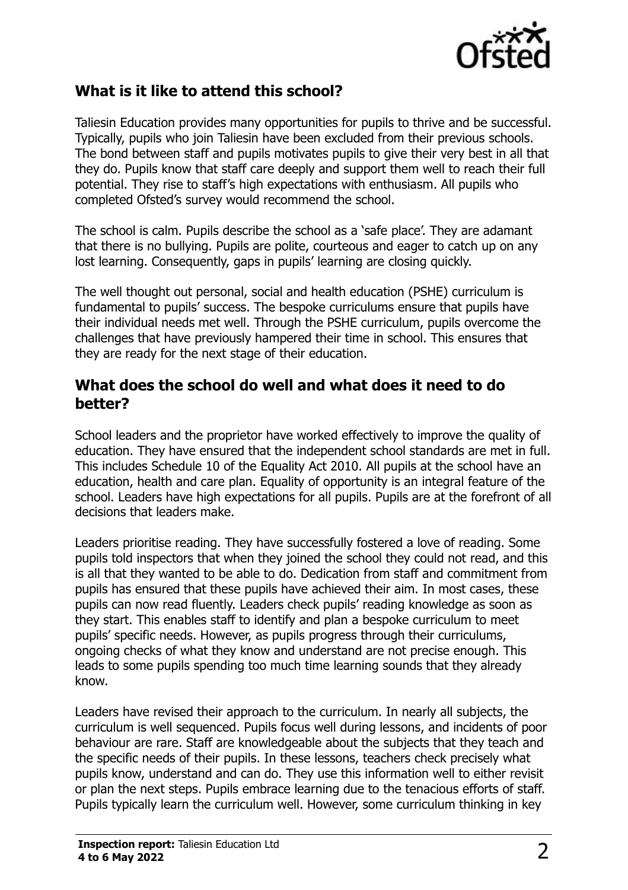## What is it like to attend this school?

Taliesin Education provides many opportunities for pupils to thrive and be successful. Typically, pupils who join Taliesin have been excluded from their previous schools. The bond between staff and pupils motivates pupils to give their very best in all that they do. Pupils know that staff care deeply and support them well to reach their full potential. They rise to staff's high expectations with enthusiasm. All pupils who completed Ofsted's survey would recommend the school.

The school is calm. Pupils describe the school as a 'safe place'. They are adamant that there is no bullying. Pupils are polite, courteous and eager to catch up on any lost learning. Consequently, gaps in pupils' learning are closing quickly.

The well thought out personal, social and health education (PSHE) curriculum is fundamental to pupils' success. The bespoke curriculums ensure that pupils have their individual needs met well. Through the PSHE curriculum, pupils overcome the challenges that have previously hampered their time in school. This ensures that they are ready for the next stage of their education.

## What does the school do well and what does it need to do better?

School leaders and the proprietor have worked effectively to improve the quality of education. They have ensured that the independent school standards are met in full. This includes Schedule 10 of the Equality Act 2010. All pupils at the school have an education, health and care plan. Equality of opportunity is an integral feature of the school. Leaders have high expectations for all pupils. Pupils are at the forefront of all decisions that leaders make.

Leaders prioritise reading. They have successfully fostered a love of reading. Some pupils told inspectors that when they joined the school they could not read, and this is all that they wanted to be able to do. Dedication from staff and commitment from pupils has ensured that these pupils have achieved their aim. In most cases, these pupils can now read fluently. Leaders check pupils' reading knowledge as soon as they start. This enables staff to identify and plan a bespoke curriculum to meet pupils' specific needs. However, as pupils progress through their curriculums, ongoing checks of what they know and understand are not precise enough. This leads to some pupils spending too much time learning sounds that they already know.

Leaders have revised their approach to the curriculum. In nearly all subjects, the curriculum is well sequenced. Pupils focus well during lessons, and incidents of poor behaviour are rare. Staff are knowledgeable about the subjects that they teach and the specific needs of their pupils. In these lessons, teachers check precisely what pupils know, understand and can do. They use this information well to either revisit or plan the next steps. Pupils embrace learning due to the tenacious efforts of staff. Pupils typically learn the curriculum well. However, some curriculum thinking in key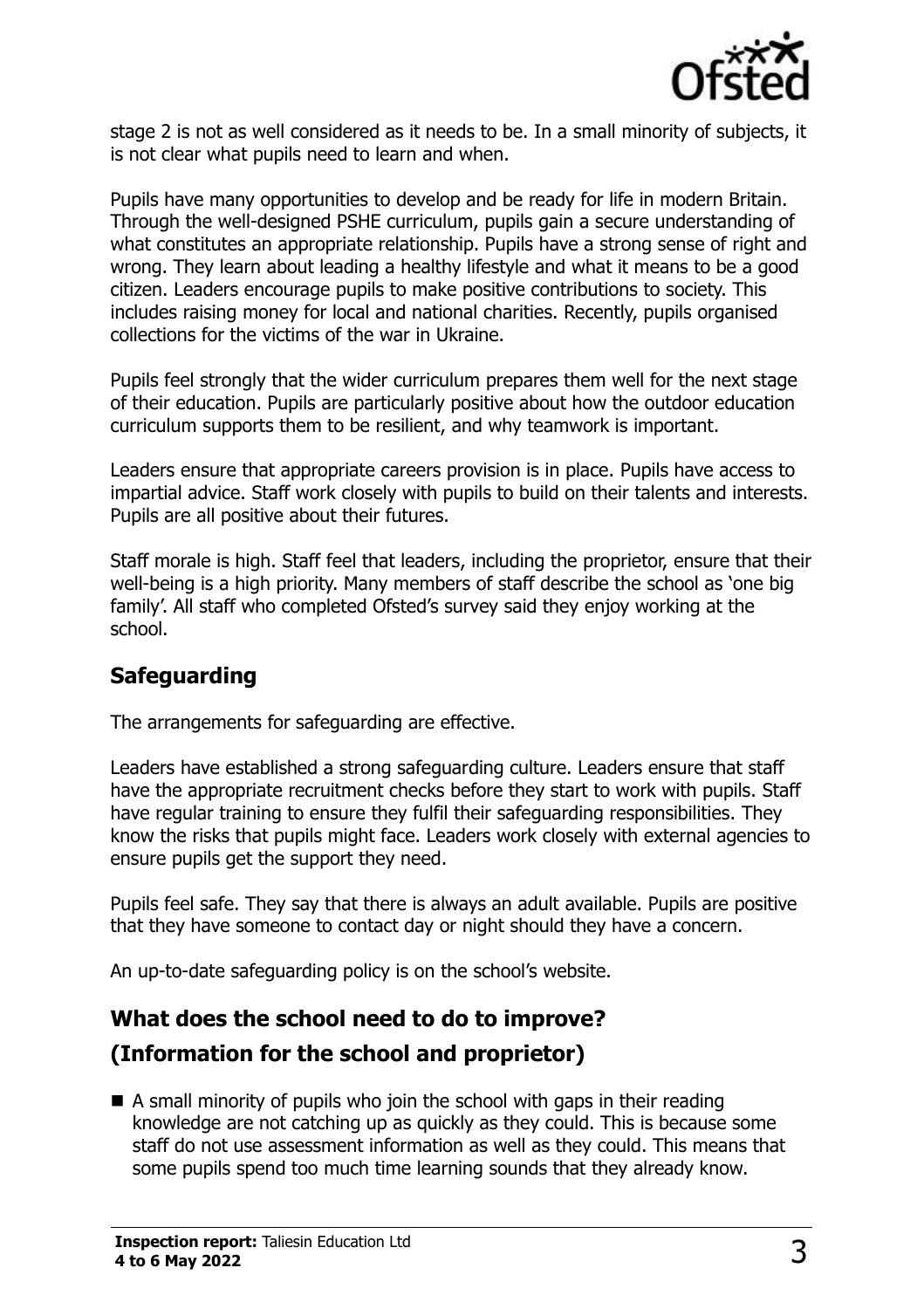stage 2 is not as well considered as it needs to be. In a small minority of subjects, it is not clear what pupils need to learn and when.

Pupils have many opportunities to develop and be ready for life in modern Britain. Through the well-designed PSHE curriculum, pupils gain a secure understanding of what constitutes an appropriate relationship. Pupils have a strong sense of right and wrong. They learn about leading a healthy lifestyle and what it means to be a good citizen. Leaders encourage pupils to make positive contributions to society. This includes raising money for local and national charities. Recently, pupils organised collections for the victims of the war in Ukraine.

Pupils feel strongly that the wider curriculum prepares them well for the next stage of their education. Pupils are particularly positive about how the outdoor education curriculum supports them to be resilient, and why teamwork is important.

Leaders ensure that appropriate careers provision is in place. Pupils have access to impartial advice. Staff work closely with pupils to build on their talents and interests. Pupils are all positive about their futures.

Staff morale is high. Staff feel that leaders, including the proprietor, ensure that their well-being is a high priority. Many members of staff describe the school as 'one big family'. All staff who completed Ofsted's survey said they enjoy working at the school.

## Safeguarding

The arrangements for safeguarding are effective.

Leaders have established a strong safeguarding culture. Leaders ensure that staff have the appropriate recruitment checks before they start to work with pupils. Staff have regular training to ensure they fulfil their safeguarding responsibilities. They know the risks that pupils might face. Leaders work closely with external agencies to ensure pupils get the support they need.

Pupils feel safe. They say that there is always an adult available. Pupils are positive that they have someone to contact day or night should they have a concern.

An up-to-date safeguarding policy is on the school's website.

## What does the school need to do to improve?
## (Information for the school and proprietor)

- A small minority of pupils who join the school with gaps in their reading knowledge are not catching up as quickly as they could. This is because some staff do not use assessment information as well as they could. This means that some pupils spend too much time learning sounds that they already know.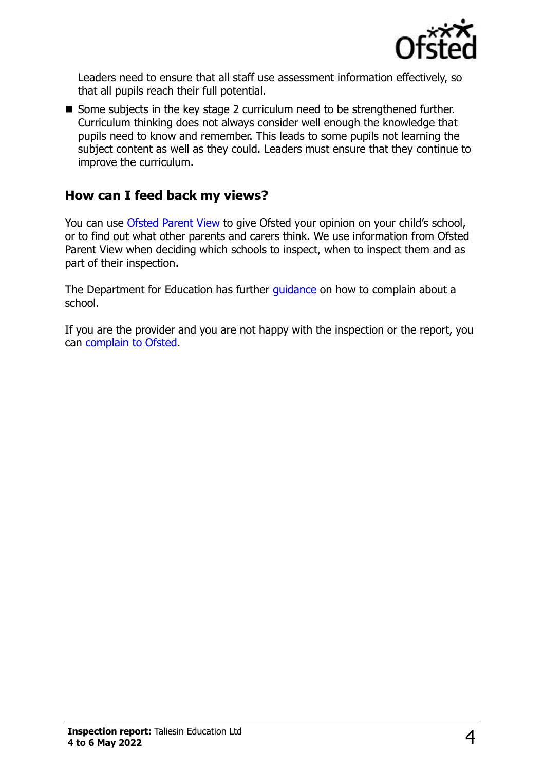Leaders need to ensure that all staff use assessment information effectively, so that all pupils reach their full potential.

- Some subjects in the key stage 2 curriculum need to be strengthened further. Curriculum thinking does not always consider well enough the knowledge that pupils need to know and remember. This leads to some pupils not learning the subject content as well as they could. Leaders must ensure that they continue to improve the curriculum.

## How can I feed back my views?

You can use Ofsted Parent View to give Ofsted your opinion on your child's school, or to find out what other parents and carers think. We use information from Ofsted Parent View when deciding which schools to inspect, when to inspect them and as part of their inspection.

The Department for Education has further guidance on how to complain about a school.

If you are the provider and you are not happy with the inspection or the report, you can complain to Ofsted.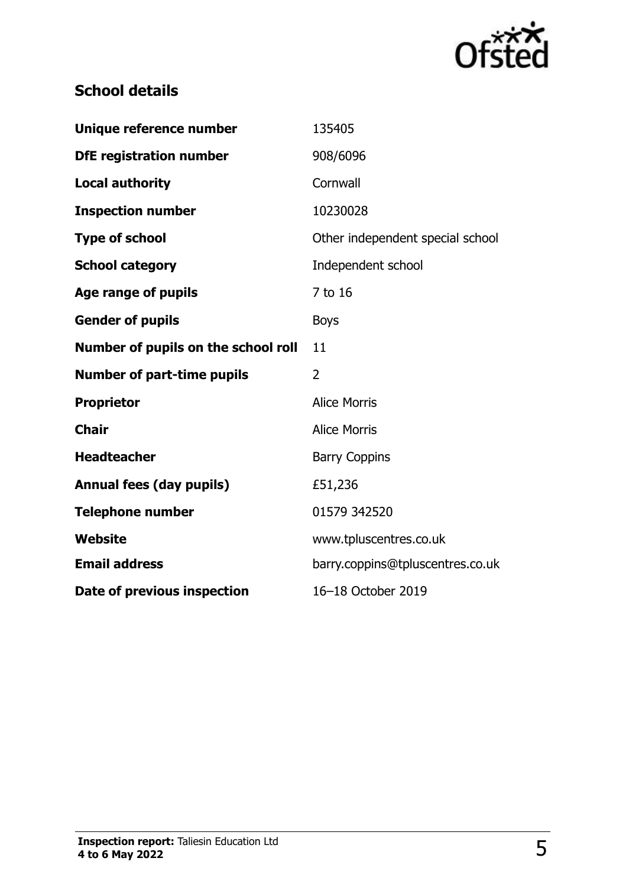## School details

| | |
|---|---|
| **Unique reference number** | 135405 |
| **DfE registration number** | 908/6096 |
| **Local authority** | Cornwall |
| **Inspection number** | 10230028 |
| **Type of school** | Other independent special school |
| **School category** | Independent school |
| **Age range of pupils** | 7 to 16 |
| **Gender of pupils** | Boys |
| **Number of pupils on the school roll** | 11 |
| **Number of part-time pupils** | 2 |
| **Proprietor** | Alice Morris |
| **Chair** | Alice Morris |
| **Headteacher** | Barry Coppins |
| **Annual fees (day pupils)** | £51,236 |
| **Telephone number** | 01579 342520 |
| **Website** | www.tpluscentres.co.uk |
| **Email address** | barry.coppins@tpluscentres.co.uk |
| **Date of previous inspection** | 16–18 October 2019 |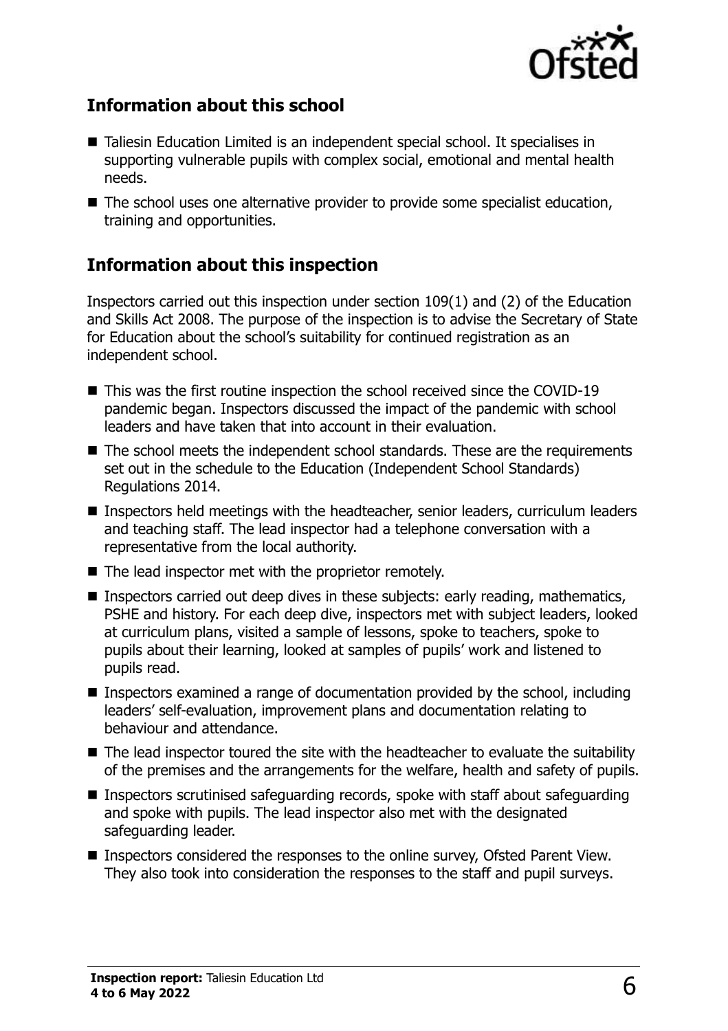## Information about this school

- Taliesin Education Limited is an independent special school. It specialises in supporting vulnerable pupils with complex social, emotional and mental health needs.
- The school uses one alternative provider to provide some specialist education, training and opportunities.

## Information about this inspection

Inspectors carried out this inspection under section 109(1) and (2) of the Education and Skills Act 2008. The purpose of the inspection is to advise the Secretary of State for Education about the school's suitability for continued registration as an independent school.

- This was the first routine inspection the school received since the COVID-19 pandemic began. Inspectors discussed the impact of the pandemic with school leaders and have taken that into account in their evaluation.
- The school meets the independent school standards. These are the requirements set out in the schedule to the Education (Independent School Standards) Regulations 2014.
- Inspectors held meetings with the headteacher, senior leaders, curriculum leaders and teaching staff. The lead inspector had a telephone conversation with a representative from the local authority.
- The lead inspector met with the proprietor remotely.
- Inspectors carried out deep dives in these subjects: early reading, mathematics, PSHE and history. For each deep dive, inspectors met with subject leaders, looked at curriculum plans, visited a sample of lessons, spoke to teachers, spoke to pupils about their learning, looked at samples of pupils' work and listened to pupils read.
- Inspectors examined a range of documentation provided by the school, including leaders' self-evaluation, improvement plans and documentation relating to behaviour and attendance.
- The lead inspector toured the site with the headteacher to evaluate the suitability of the premises and the arrangements for the welfare, health and safety of pupils.
- Inspectors scrutinised safeguarding records, spoke with staff about safeguarding and spoke with pupils. The lead inspector also met with the designated safeguarding leader.
- Inspectors considered the responses to the online survey, Ofsted Parent View. They also took into consideration the responses to the staff and pupil surveys.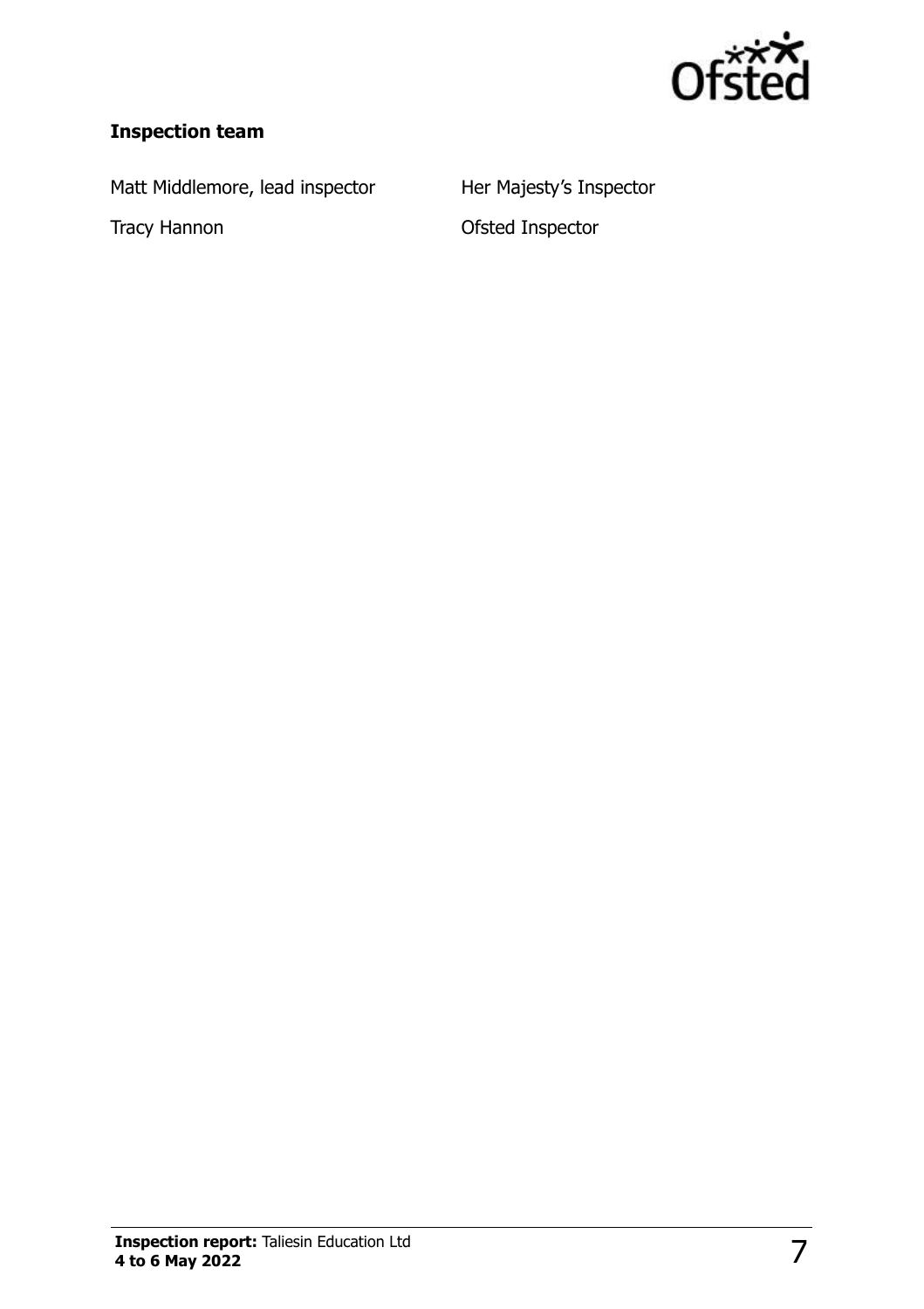### Inspection team

| | |
|---|---|
| Matt Middlemore, lead inspector | Her Majesty's Inspector |
| Tracy Hannon | Ofsted Inspector |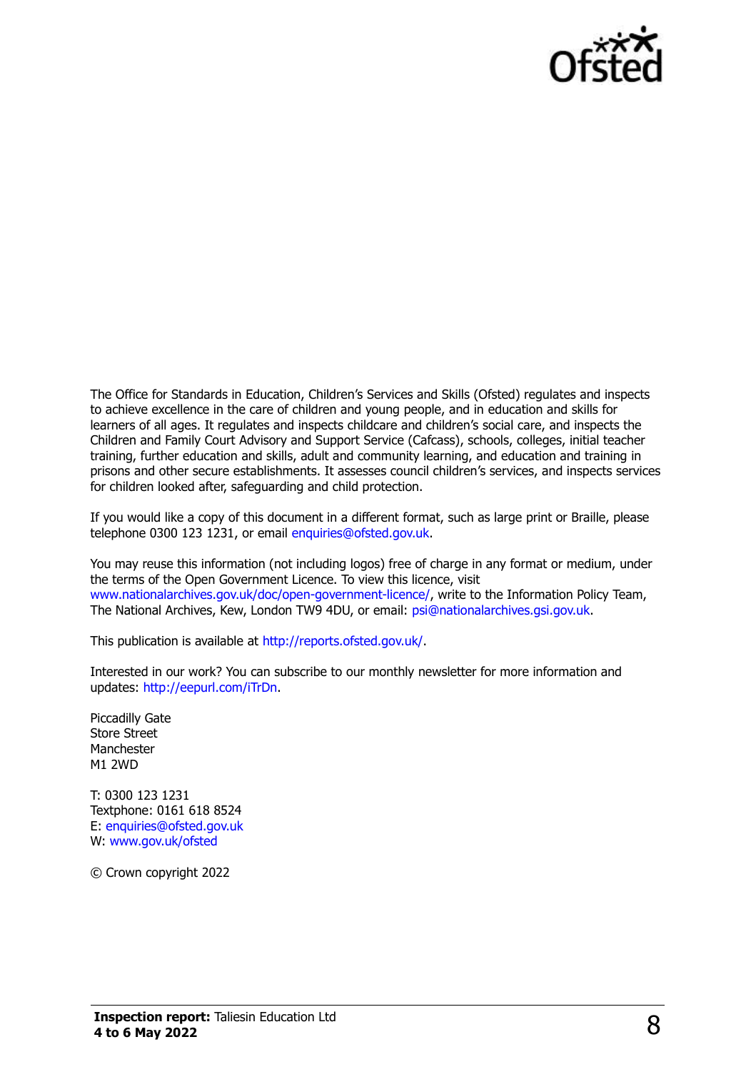The Office for Standards in Education, Children's Services and Skills (Ofsted) regulates and inspects to achieve excellence in the care of children and young people, and in education and skills for learners of all ages. It regulates and inspects childcare and children's social care, and inspects the Children and Family Court Advisory and Support Service (Cafcass), schools, colleges, initial teacher training, further education and skills, adult and community learning, and education and training in prisons and other secure establishments. It assesses council children's services, and inspects services for children looked after, safeguarding and child protection.

If you would like a copy of this document in a different format, such as large print or Braille, please telephone 0300 123 1231, or email enquiries@ofsted.gov.uk.

You may reuse this information (not including logos) free of charge in any format or medium, under the terms of the Open Government Licence. To view this licence, visit www.nationalarchives.gov.uk/doc/open-government-licence/, write to the Information Policy Team, The National Archives, Kew, London TW9 4DU, or email: psi@nationalarchives.gsi.gov.uk.

This publication is available at http://reports.ofsted.gov.uk/.

Interested in our work? You can subscribe to our monthly newsletter for more information and updates: http://eepurl.com/iTrDn.

Piccadilly Gate
Store Street
Manchester
M1 2WD

T: 0300 123 1231
Textphone: 0161 618 8524
E: enquiries@ofsted.gov.uk
W: www.gov.uk/ofsted

© Crown copyright 2022